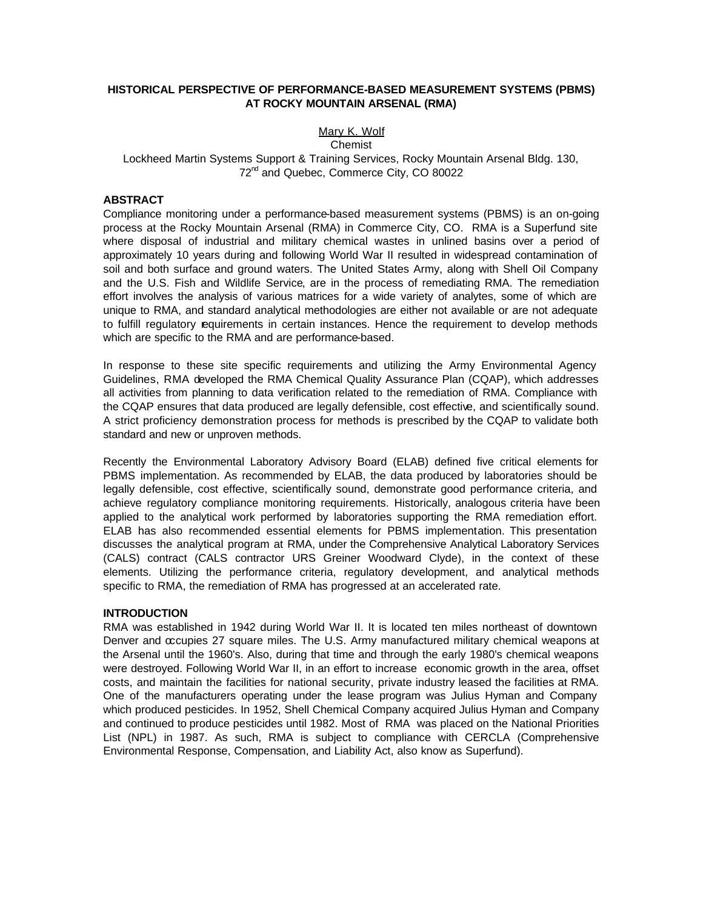# HISTORICAL PERSPECTIVE OF PERFORMANCE-BASED MEASUREMENT SYSTEMS (PBMS) AT ROCKY MOUNTAIN ARSENAL (RMA)

Mary K. Wolf
Chemist
Lockheed Martin Systems Support & Training Services, Rocky Mountain Arsenal Bldg. 130, 72nd and Quebec, Commerce City, CO 80022

## ABSTRACT

Compliance monitoring under a performance-based measurement systems (PBMS) is an on-going process at the Rocky Mountain Arsenal (RMA) in Commerce City, CO. RMA is a Superfund site where disposal of industrial and military chemical wastes in unlined basins over a period of approximately 10 years during and following World War II resulted in widespread contamination of soil and both surface and ground waters. The United States Army, along with Shell Oil Company and the U.S. Fish and Wildlife Service, are in the process of remediating RMA. The remediation effort involves the analysis of various matrices for a wide variety of analytes, some of which are unique to RMA, and standard analytical methodologies are either not available or are not adequate to fulfill regulatory requirements in certain instances. Hence the requirement to develop methods which are specific to the RMA and are performance-based.

In response to these site specific requirements and utilizing the Army Environmental Agency Guidelines, RMA developed the RMA Chemical Quality Assurance Plan (CQAP), which addresses all activities from planning to data verification related to the remediation of RMA. Compliance with the CQAP ensures that data produced are legally defensible, cost effective, and scientifically sound. A strict proficiency demonstration process for methods is prescribed by the CQAP to validate both standard and new or unproven methods.

Recently the Environmental Laboratory Advisory Board (ELAB) defined five critical elements for PBMS implementation. As recommended by ELAB, the data produced by laboratories should be legally defensible, cost effective, scientifically sound, demonstrate good performance criteria, and achieve regulatory compliance monitoring requirements. Historically, analogous criteria have been applied to the analytical work performed by laboratories supporting the RMA remediation effort. ELAB has also recommended essential elements for PBMS implementation. This presentation discusses the analytical program at RMA, under the Comprehensive Analytical Laboratory Services (CALS) contract (CALS contractor URS Greiner Woodward Clyde), in the context of these elements. Utilizing the performance criteria, regulatory development, and analytical methods specific to RMA, the remediation of RMA has progressed at an accelerated rate.

## INTRODUCTION

RMA was established in 1942 during World War II. It is located ten miles northeast of downtown Denver and occupies 27 square miles. The U.S. Army manufactured military chemical weapons at the Arsenal until the 1960's. Also, during that time and through the early 1980's chemical weapons were destroyed. Following World War II, in an effort to increase economic growth in the area, offset costs, and maintain the facilities for national security, private industry leased the facilities at RMA. One of the manufacturers operating under the lease program was Julius Hyman and Company which produced pesticides. In 1952, Shell Chemical Company acquired Julius Hyman and Company and continued to produce pesticides until 1982. Most of RMA was placed on the National Priorities List (NPL) in 1987. As such, RMA is subject to compliance with CERCLA (Comprehensive Environmental Response, Compensation, and Liability Act, also know as Superfund).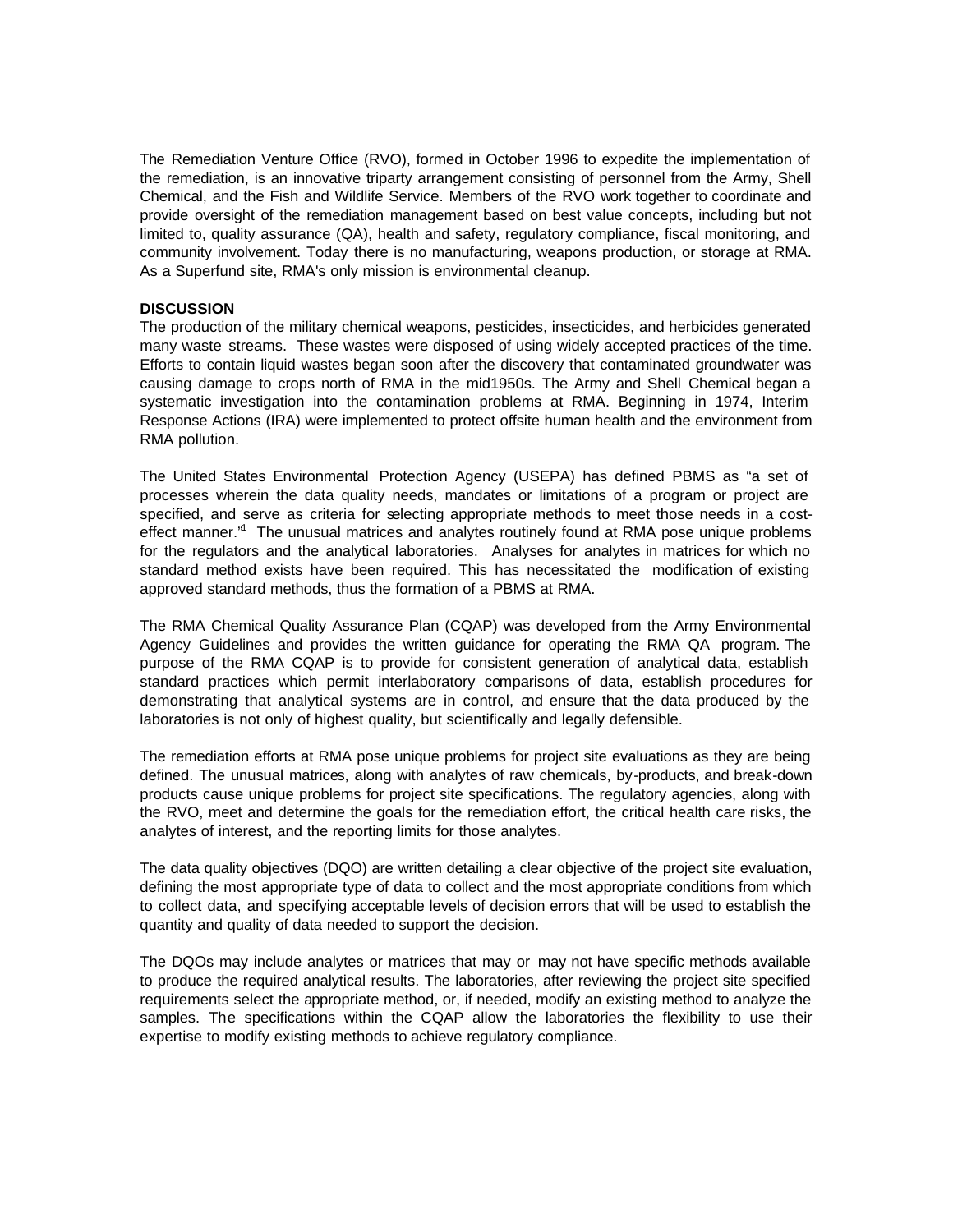The Remediation Venture Office (RVO), formed in October 1996 to expedite the implementation of the remediation, is an innovative triparty arrangement consisting of personnel from the Army, Shell Chemical, and the Fish and Wildlife Service. Members of the RVO work together to coordinate and provide oversight of the remediation management based on best value concepts, including but not limited to, quality assurance (QA), health and safety, regulatory compliance, fiscal monitoring, and community involvement. Today there is no manufacturing, weapons production, or storage at RMA. As a Superfund site, RMA's only mission is environmental cleanup.

**DISCUSSION**

The production of the military chemical weapons, pesticides, insecticides, and herbicides generated many waste streams. These wastes were disposed of using widely accepted practices of the time. Efforts to contain liquid wastes began soon after the discovery that contaminated groundwater was causing damage to crops north of RMA in the mid1950s. The Army and Shell Chemical began a systematic investigation into the contamination problems at RMA. Beginning in 1974, Interim Response Actions (IRA) were implemented to protect offsite human health and the environment from RMA pollution.

The United States Environmental Protection Agency (USEPA) has defined PBMS as "a set of processes wherein the data quality needs, mandates or limitations of a program or project are specified, and serve as criteria for selecting appropriate methods to meet those needs in a cost-effect manner."[1] The unusual matrices and analytes routinely found at RMA pose unique problems for the regulators and the analytical laboratories. Analyses for analytes in matrices for which no standard method exists have been required. This has necessitated the modification of existing approved standard methods, thus the formation of a PBMS at RMA.

The RMA Chemical Quality Assurance Plan (CQAP) was developed from the Army Environmental Agency Guidelines and provides the written guidance for operating the RMA QA program. The purpose of the RMA CQAP is to provide for consistent generation of analytical data, establish standard practices which permit interlaboratory comparisons of data, establish procedures for demonstrating that analytical systems are in control, and ensure that the data produced by the laboratories is not only of highest quality, but scientifically and legally defensible.

The remediation efforts at RMA pose unique problems for project site evaluations as they are being defined. The unusual matrices, along with analytes of raw chemicals, by-products, and break-down products cause unique problems for project site specifications. The regulatory agencies, along with the RVO, meet and determine the goals for the remediation effort, the critical health care risks, the analytes of interest, and the reporting limits for those analytes.

The data quality objectives (DQO) are written detailing a clear objective of the project site evaluation, defining the most appropriate type of data to collect and the most appropriate conditions from which to collect data, and specifying acceptable levels of decision errors that will be used to establish the quantity and quality of data needed to support the decision.

The DQOs may include analytes or matrices that may or may not have specific methods available to produce the required analytical results. The laboratories, after reviewing the project site specified requirements select the appropriate method, or, if needed, modify an existing method to analyze the samples. The specifications within the CQAP allow the laboratories the flexibility to use their expertise to modify existing methods to achieve regulatory compliance.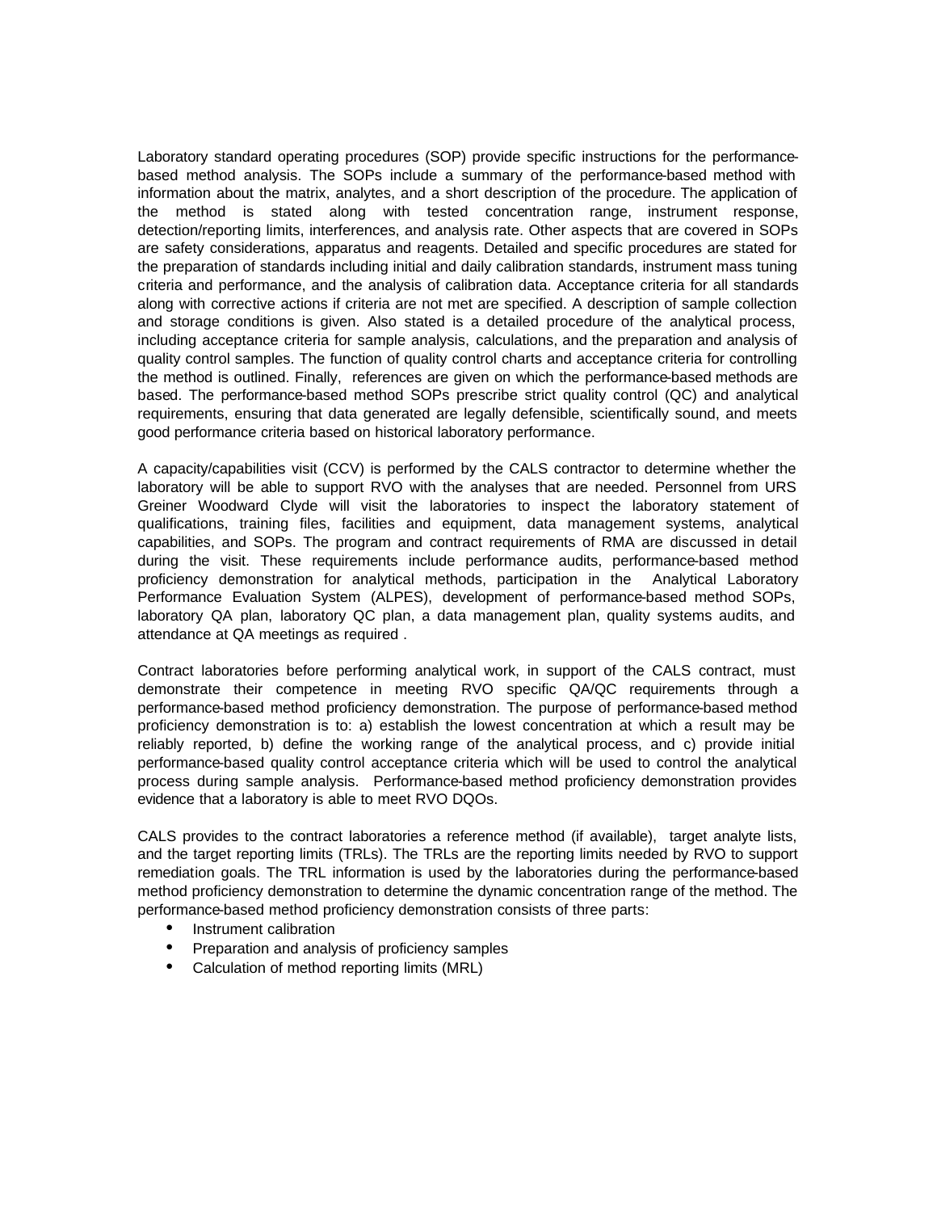Laboratory standard operating procedures (SOP) provide specific instructions for the performance-based method analysis. The SOPs include a summary of the performance-based method with information about the matrix, analytes, and a short description of the procedure. The application of the method is stated along with tested concentration range, instrument response, detection/reporting limits, interferences, and analysis rate. Other aspects that are covered in SOPs are safety considerations, apparatus and reagents. Detailed and specific procedures are stated for the preparation of standards including initial and daily calibration standards, instrument mass tuning criteria and performance, and the analysis of calibration data. Acceptance criteria for all standards along with corrective actions if criteria are not met are specified. A description of sample collection and storage conditions is given. Also stated is a detailed procedure of the analytical process, including acceptance criteria for sample analysis, calculations, and the preparation and analysis of quality control samples. The function of quality control charts and acceptance criteria for controlling the method is outlined. Finally, references are given on which the performance-based methods are based. The performance-based method SOPs prescribe strict quality control (QC) and analytical requirements, ensuring that data generated are legally defensible, scientifically sound, and meets good performance criteria based on historical laboratory performance.

A capacity/capabilities visit (CCV) is performed by the CALS contractor to determine whether the laboratory will be able to support RVO with the analyses that are needed. Personnel from URS Greiner Woodward Clyde will visit the laboratories to inspect the laboratory statement of qualifications, training files, facilities and equipment, data management systems, analytical capabilities, and SOPs. The program and contract requirements of RMA are discussed in detail during the visit. These requirements include performance audits, performance-based method proficiency demonstration for analytical methods, participation in the Analytical Laboratory Performance Evaluation System (ALPES), development of performance-based method SOPs, laboratory QA plan, laboratory QC plan, a data management plan, quality systems audits, and attendance at QA meetings as required .

Contract laboratories before performing analytical work, in support of the CALS contract, must demonstrate their competence in meeting RVO specific QA/QC requirements through a performance-based method proficiency demonstration. The purpose of performance-based method proficiency demonstration is to: a) establish the lowest concentration at which a result may be reliably reported, b) define the working range of the analytical process, and c) provide initial performance-based quality control acceptance criteria which will be used to control the analytical process during sample analysis. Performance-based method proficiency demonstration provides evidence that a laboratory is able to meet RVO DQOs.

CALS provides to the contract laboratories a reference method (if available), target analyte lists, and the target reporting limits (TRLs). The TRLs are the reporting limits needed by RVO to support remediation goals. The TRL information is used by the laboratories during the performance-based method proficiency demonstration to determine the dynamic concentration range of the method. The performance-based method proficiency demonstration consists of three parts:

- Instrument calibration
- Preparation and analysis of proficiency samples
- Calculation of method reporting limits (MRL)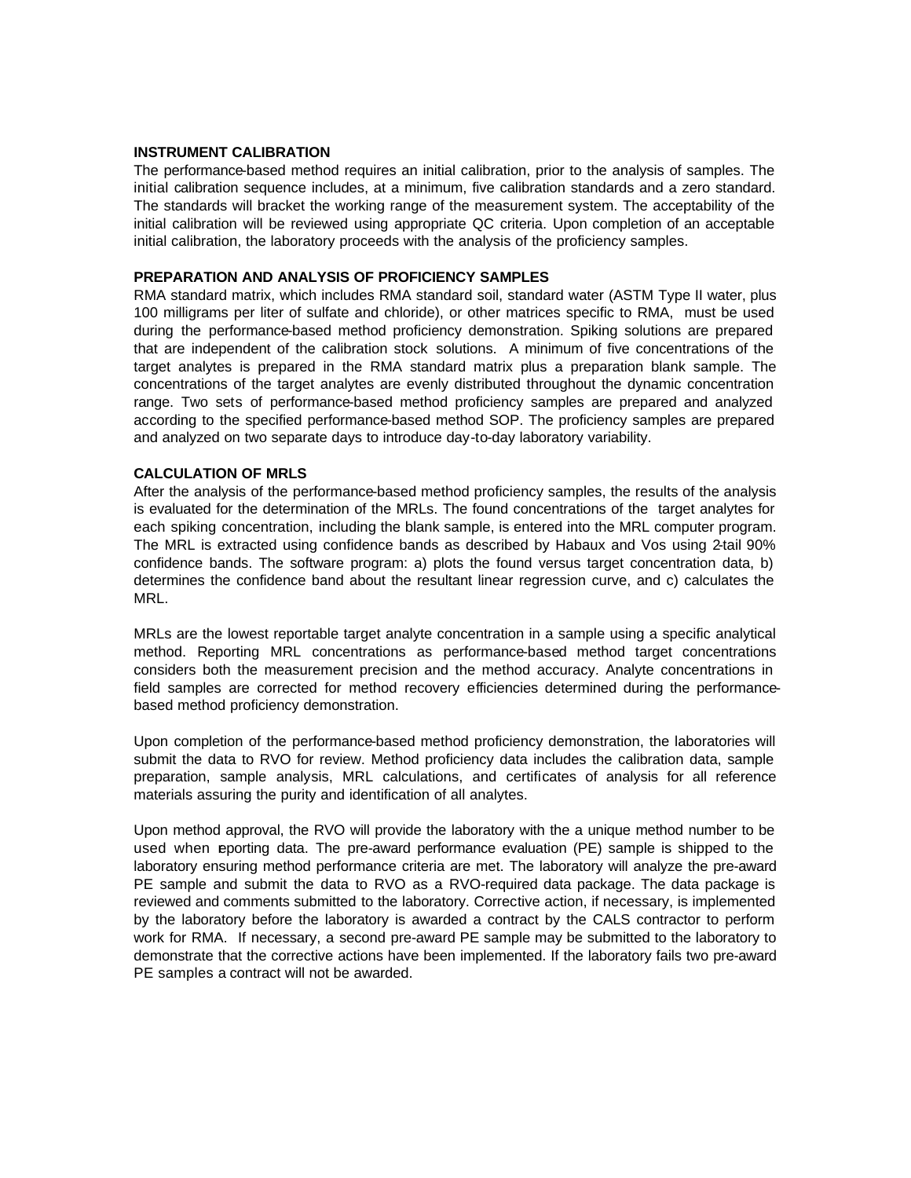**INSTRUMENT CALIBRATION**

The performance-based method requires an initial calibration, prior to the analysis of samples. The initial calibration sequence includes, at a minimum, five calibration standards and a zero standard. The standards will bracket the working range of the measurement system. The acceptability of the initial calibration will be reviewed using appropriate QC criteria. Upon completion of an acceptable initial calibration, the laboratory proceeds with the analysis of the proficiency samples.

**PREPARATION AND ANALYSIS OF PROFICIENCY SAMPLES**

RMA standard matrix, which includes RMA standard soil, standard water (ASTM Type II water, plus 100 milligrams per liter of sulfate and chloride), or other matrices specific to RMA, must be used during the performance-based method proficiency demonstration. Spiking solutions are prepared that are independent of the calibration stock solutions. A minimum of five concentrations of the target analytes is prepared in the RMA standard matrix plus a preparation blank sample. The concentrations of the target analytes are evenly distributed throughout the dynamic concentration range. Two sets of performance-based method proficiency samples are prepared and analyzed according to the specified performance-based method SOP. The proficiency samples are prepared and analyzed on two separate days to introduce day-to-day laboratory variability.

**CALCULATION OF MRLS**

After the analysis of the performance-based method proficiency samples, the results of the analysis is evaluated for the determination of the MRLs. The found concentrations of the target analytes for each spiking concentration, including the blank sample, is entered into the MRL computer program. The MRL is extracted using confidence bands as described by Habaux and Vos using 2-tail 90% confidence bands. The software program: a) plots the found versus target concentration data, b) determines the confidence band about the resultant linear regression curve, and c) calculates the MRL.

MRLs are the lowest reportable target analyte concentration in a sample using a specific analytical method. Reporting MRL concentrations as performance-based method target concentrations considers both the measurement precision and the method accuracy. Analyte concentrations in field samples are corrected for method recovery efficiencies determined during the performance-based method proficiency demonstration.

Upon completion of the performance-based method proficiency demonstration, the laboratories will submit the data to RVO for review. Method proficiency data includes the calibration data, sample preparation, sample analysis, MRL calculations, and certificates of analysis for all reference materials assuring the purity and identification of all analytes.

Upon method approval, the RVO will provide the laboratory with the a unique method number to be used when reporting data. The pre-award performance evaluation (PE) sample is shipped to the laboratory ensuring method performance criteria are met. The laboratory will analyze the pre-award PE sample and submit the data to RVO as a RVO-required data package. The data package is reviewed and comments submitted to the laboratory. Corrective action, if necessary, is implemented by the laboratory before the laboratory is awarded a contract by the CALS contractor to perform work for RMA. If necessary, a second pre-award PE sample may be submitted to the laboratory to demonstrate that the corrective actions have been implemented. If the laboratory fails two pre-award PE samples a contract will not be awarded.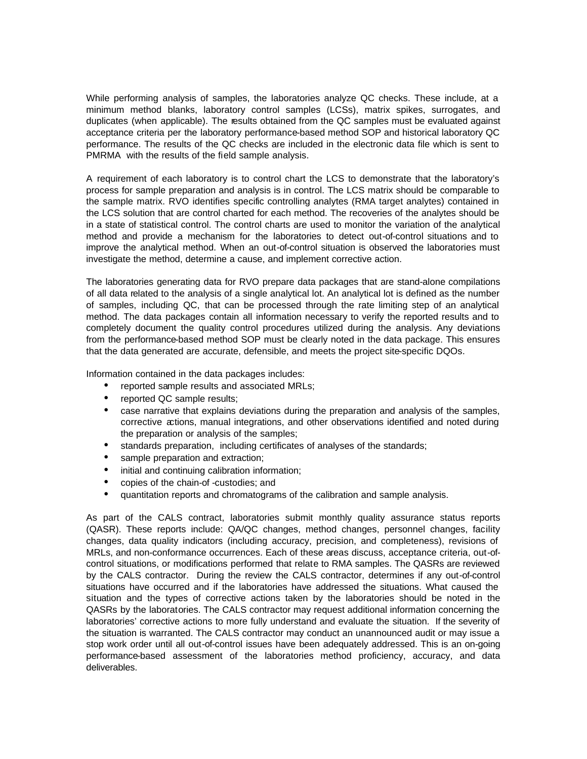While performing analysis of samples, the laboratories analyze QC checks. These include, at a minimum method blanks, laboratory control samples (LCSs), matrix spikes, surrogates, and duplicates (when applicable). The results obtained from the QC samples must be evaluated against acceptance criteria per the laboratory performance-based method SOP and historical laboratory QC performance. The results of the QC checks are included in the electronic data file which is sent to PMRMA with the results of the field sample analysis.

A requirement of each laboratory is to control chart the LCS to demonstrate that the laboratory's process for sample preparation and analysis is in control. The LCS matrix should be comparable to the sample matrix. RVO identifies specific controlling analytes (RMA target analytes) contained in the LCS solution that are control charted for each method. The recoveries of the analytes should be in a state of statistical control. The control charts are used to monitor the variation of the analytical method and provide a mechanism for the laboratories to detect out-of-control situations and to improve the analytical method. When an out-of-control situation is observed the laboratories must investigate the method, determine a cause, and implement corrective action.

The laboratories generating data for RVO prepare data packages that are stand-alone compilations of all data related to the analysis of a single analytical lot. An analytical lot is defined as the number of samples, including QC, that can be processed through the rate limiting step of an analytical method. The data packages contain all information necessary to verify the reported results and to completely document the quality control procedures utilized during the analysis. Any deviations from the performance-based method SOP must be clearly noted in the data package. This ensures that the data generated are accurate, defensible, and meets the project site-specific DQOs.

Information contained in the data packages includes:

- reported sample results and associated MRLs;
- reported QC sample results;
- case narrative that explains deviations during the preparation and analysis of the samples, corrective actions, manual integrations, and other observations identified and noted during the preparation or analysis of the samples;
- standards preparation, including certificates of analyses of the standards;
- sample preparation and extraction;
- initial and continuing calibration information;
- copies of the chain-of -custodies; and
- quantitation reports and chromatograms of the calibration and sample analysis.

As part of the CALS contract, laboratories submit monthly quality assurance status reports (QASR). These reports include: QA/QC changes, method changes, personnel changes, facility changes, data quality indicators (including accuracy, precision, and completeness), revisions of MRLs, and non-conformance occurrences. Each of these areas discuss, acceptance criteria, out-of-control situations, or modifications performed that relate to RMA samples. The QASRs are reviewed by the CALS contractor. During the review the CALS contractor, determines if any out-of-control situations have occurred and if the laboratories have addressed the situations. What caused the situation and the types of corrective actions taken by the laboratories should be noted in the QASRs by the laboratories. The CALS contractor may request additional information concerning the laboratories' corrective actions to more fully understand and evaluate the situation. If the severity of the situation is warranted. The CALS contractor may conduct an unannounced audit or may issue a stop work order until all out-of-control issues have been adequately addressed. This is an on-going performance-based assessment of the laboratories method proficiency, accuracy, and data deliverables.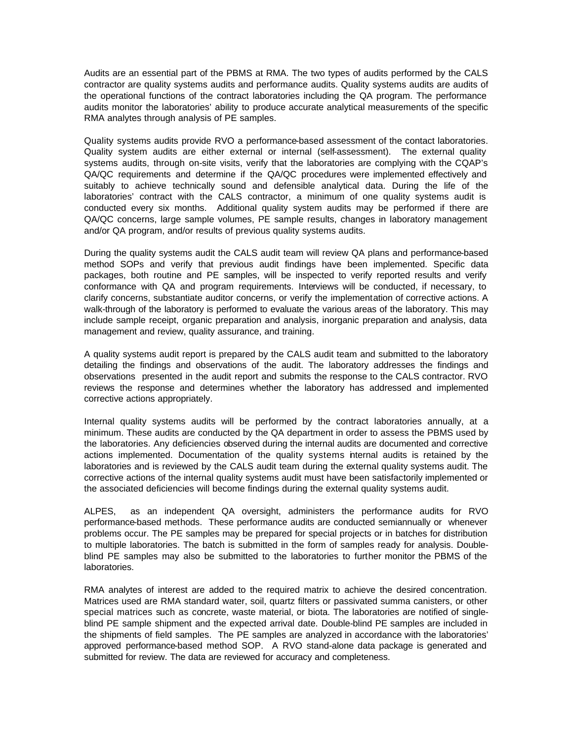Audits are an essential part of the PBMS at RMA. The two types of audits performed by the CALS contractor are quality systems audits and performance audits. Quality systems audits are audits of the operational functions of the contract laboratories including the QA program. The performance audits monitor the laboratories' ability to produce accurate analytical measurements of the specific RMA analytes through analysis of PE samples.

Quality systems audits provide RVO a performance-based assessment of the contact laboratories. Quality system audits are either external or internal (self-assessment). The external quality systems audits, through on-site visits, verify that the laboratories are complying with the CQAP's QA/QC requirements and determine if the QA/QC procedures were implemented effectively and suitably to achieve technically sound and defensible analytical data. During the life of the laboratories' contract with the CALS contractor, a minimum of one quality systems audit is conducted every six months. Additional quality system audits may be performed if there are QA/QC concerns, large sample volumes, PE sample results, changes in laboratory management and/or QA program, and/or results of previous quality systems audits.

During the quality systems audit the CALS audit team will review QA plans and performance-based method SOPs and verify that previous audit findings have been implemented. Specific data packages, both routine and PE samples, will be inspected to verify reported results and verify conformance with QA and program requirements. Interviews will be conducted, if necessary, to clarify concerns, substantiate auditor concerns, or verify the implementation of corrective actions. A walk-through of the laboratory is performed to evaluate the various areas of the laboratory. This may include sample receipt, organic preparation and analysis, inorganic preparation and analysis, data management and review, quality assurance, and training.

A quality systems audit report is prepared by the CALS audit team and submitted to the laboratory detailing the findings and observations of the audit. The laboratory addresses the findings and observations presented in the audit report and submits the response to the CALS contractor. RVO reviews the response and determines whether the laboratory has addressed and implemented corrective actions appropriately.

Internal quality systems audits will be performed by the contract laboratories annually, at a minimum. These audits are conducted by the QA department in order to assess the PBMS used by the laboratories. Any deficiencies observed during the internal audits are documented and corrective actions implemented. Documentation of the quality systems internal audits is retained by the laboratories and is reviewed by the CALS audit team during the external quality systems audit. The corrective actions of the internal quality systems audit must have been satisfactorily implemented or the associated deficiencies will become findings during the external quality systems audit.

ALPES, as an independent QA oversight, administers the performance audits for RVO performance-based methods. These performance audits are conducted semiannually or whenever problems occur. The PE samples may be prepared for special projects or in batches for distribution to multiple laboratories. The batch is submitted in the form of samples ready for analysis. Double-blind PE samples may also be submitted to the laboratories to further monitor the PBMS of the laboratories.

RMA analytes of interest are added to the required matrix to achieve the desired concentration. Matrices used are RMA standard water, soil, quartz filters or passivated summa canisters, or other special matrices such as concrete, waste material, or biota. The laboratories are notified of single-blind PE sample shipment and the expected arrival date. Double-blind PE samples are included in the shipments of field samples. The PE samples are analyzed in accordance with the laboratories' approved performance-based method SOP. A RVO stand-alone data package is generated and submitted for review. The data are reviewed for accuracy and completeness.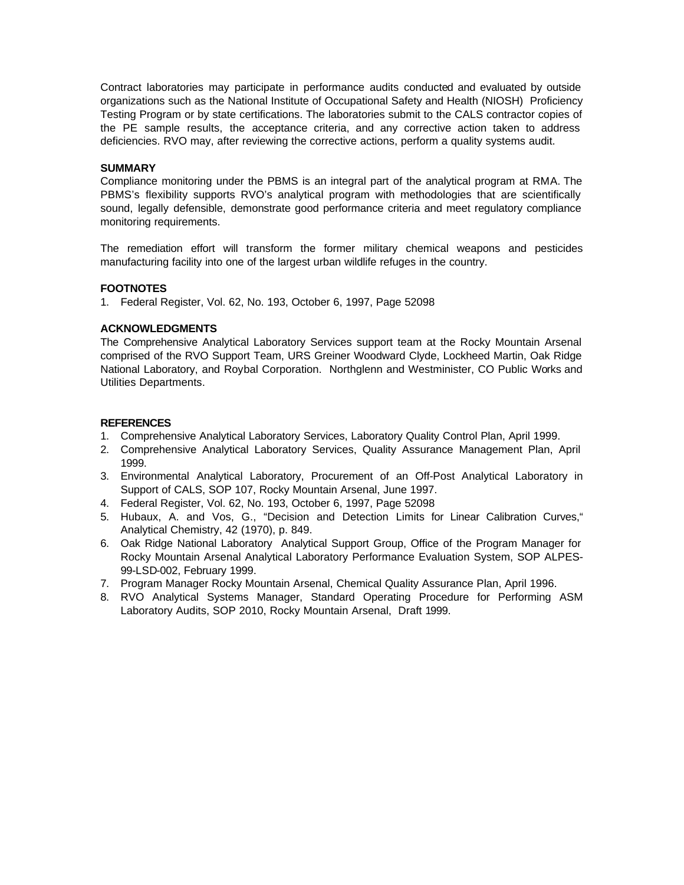Contract laboratories may participate in performance audits conducted and evaluated by outside organizations such as the National Institute of Occupational Safety and Health (NIOSH) Proficiency Testing Program or by state certifications. The laboratories submit to the CALS contractor copies of the PE sample results, the acceptance criteria, and any corrective action taken to address deficiencies. RVO may, after reviewing the corrective actions, perform a quality systems audit.

**SUMMARY**

Compliance monitoring under the PBMS is an integral part of the analytical program at RMA. The PBMS's flexibility supports RVO's analytical program with methodologies that are scientifically sound, legally defensible, demonstrate good performance criteria and meet regulatory compliance monitoring requirements.

The remediation effort will transform the former military chemical weapons and pesticides manufacturing facility into one of the largest urban wildlife refuges in the country.

**FOOTNOTES**

1. Federal Register, Vol. 62, No. 193, October 6, 1997, Page 52098

**ACKNOWLEDGMENTS**

The Comprehensive Analytical Laboratory Services support team at the Rocky Mountain Arsenal comprised of the RVO Support Team, URS Greiner Woodward Clyde, Lockheed Martin, Oak Ridge National Laboratory, and Roybal Corporation. Northglenn and Westminister, CO Public Works and Utilities Departments.

**REFERENCES**

1. Comprehensive Analytical Laboratory Services, Laboratory Quality Control Plan, April 1999.
2. Comprehensive Analytical Laboratory Services, Quality Assurance Management Plan, April 1999.
3. Environmental Analytical Laboratory, Procurement of an Off-Post Analytical Laboratory in Support of CALS, SOP 107, Rocky Mountain Arsenal, June 1997.
4. Federal Register, Vol. 62, No. 193, October 6, 1997, Page 52098
5. Hubaux, A. and Vos, G., "Decision and Detection Limits for Linear Calibration Curves," Analytical Chemistry, 42 (1970), p. 849.
6. Oak Ridge National Laboratory Analytical Support Group, Office of the Program Manager for Rocky Mountain Arsenal Analytical Laboratory Performance Evaluation System, SOP ALPES-99-LSD-002, February 1999.
7. Program Manager Rocky Mountain Arsenal, Chemical Quality Assurance Plan, April 1996.
8. RVO Analytical Systems Manager, Standard Operating Procedure for Performing ASM Laboratory Audits, SOP 2010, Rocky Mountain Arsenal, Draft 1999.